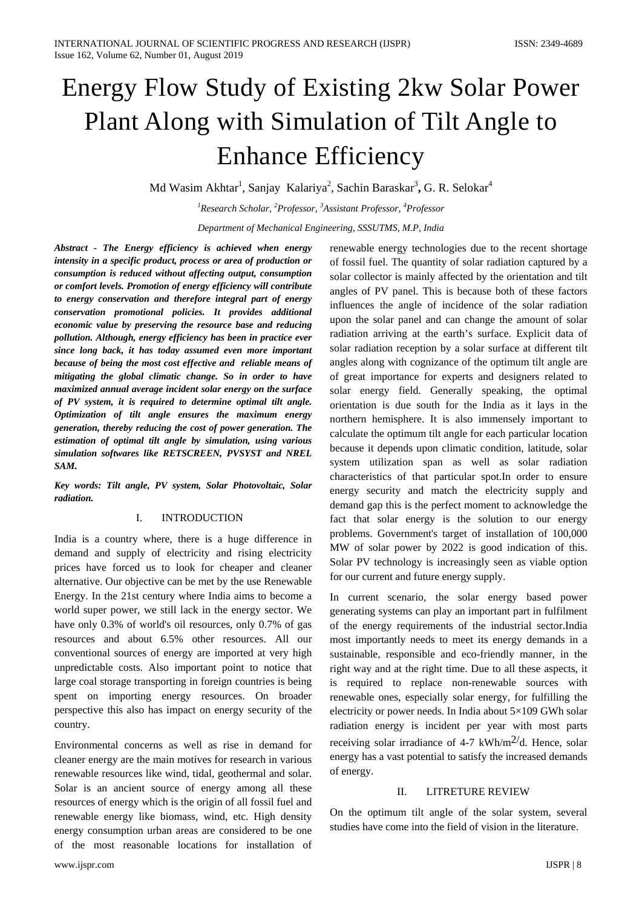# Energy Flow Study of Existing 2kw Solar Power Plant Along with Simulation of Tilt Angle to Enhance Efficiency

Md Wasim Akhtar[1], Sanjay Kalariya[2], Sachin Baraskar[3], G. R. Selokar[4]

[1]*Research Scholar*, [2]*Professor*, [3]*Assistant Professor*, [4]*Professor*

*Department of Mechanical Engineering, SSSUTMS, M.P, India*

***Abstract - The Energy efficiency is achieved when energy intensity in a specific product, process or area of production or consumption is reduced without affecting output, consumption or comfort levels. Promotion of energy efficiency will contribute to energy conservation and therefore integral part of energy conservation promotional policies. It provides additional economic value by preserving the resource base and reducing pollution. Although, energy efficiency has been in practice ever since long back, it has today assumed even more important because of being the most cost effective and reliable means of mitigating the global climatic change. So in order to have maximized annual average incident solar energy on the surface of PV system, it is required to determine optimal tilt angle. Optimization of tilt angle ensures the maximum energy generation, thereby reducing the cost of power generation. The estimation of optimal tilt angle by simulation, using various simulation softwares like RETSCREEN, PVSYST and NREL SAM.***

***Key words: Tilt angle, PV system, Solar Photovoltaic, Solar radiation.***

## I. INTRODUCTION

India is a country where, there is a huge difference in demand and supply of electricity and rising electricity prices have forced us to look for cheaper and cleaner alternative. Our objective can be met by the use Renewable Energy. In the 21st century where India aims to become a world super power, we still lack in the energy sector. We have only 0.3% of world's oil resources, only 0.7% of gas resources and about 6.5% other resources. All our conventional sources of energy are imported at very high unpredictable costs. Also important point to notice that large coal storage transporting in foreign countries is being spent on importing energy resources. On broader perspective this also has impact on energy security of the country.

Environmental concerns as well as rise in demand for cleaner energy are the main motives for research in various renewable resources like wind, tidal, geothermal and solar. Solar is an ancient source of energy among all these resources of energy which is the origin of all fossil fuel and renewable energy like biomass, wind, etc. High density energy consumption urban areas are considered to be one of the most reasonable locations for installation of renewable energy technologies due to the recent shortage of fossil fuel. The quantity of solar radiation captured by a solar collector is mainly affected by the orientation and tilt angles of PV panel. This is because both of these factors influences the angle of incidence of the solar radiation upon the solar panel and can change the amount of solar radiation arriving at the earth's surface. Explicit data of solar radiation reception by a solar surface at different tilt angles along with cognizance of the optimum tilt angle are of great importance for experts and designers related to solar energy field. Generally speaking, the optimal orientation is due south for the India as it lays in the northern hemisphere. It is also immensely important to calculate the optimum tilt angle for each particular location because it depends upon climatic condition, latitude, solar system utilization span as well as solar radiation characteristics of that particular spot.In order to ensure energy security and match the electricity supply and demand gap this is the perfect moment to acknowledge the fact that solar energy is the solution to our energy problems. Government's target of installation of 100,000 MW of solar power by 2022 is good indication of this. Solar PV technology is increasingly seen as viable option for our current and future energy supply.

In current scenario, the solar energy based power generating systems can play an important part in fulfilment of the energy requirements of the industrial sector.India most importantly needs to meet its energy demands in a sustainable, responsible and eco-friendly manner, in the right way and at the right time. Due to all these aspects, it is required to replace non-renewable sources with renewable ones, especially solar energy, for fulfilling the electricity or power needs. In India about 5×109 GWh solar radiation energy is incident per year with most parts receiving solar irradiance of 4-7 $kWh/m^2/d$. Hence, solar energy has a vast potential to satisfy the increased demands of energy.

## II. LITRETURE REVIEW

On the optimum tilt angle of the solar system, several studies have come into the field of vision in the literature.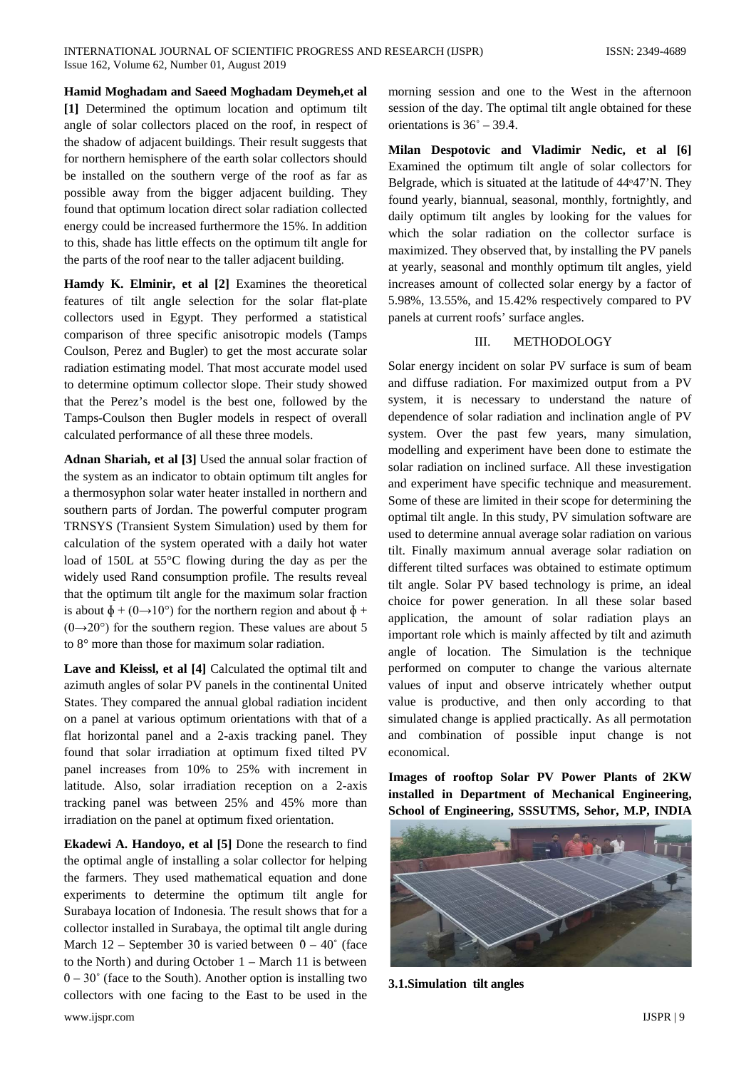**Hamid Moghadam and Saeed Moghadam Deymeh,et al [1]** Determined the optimum location and optimum tilt angle of solar collectors placed on the roof, in respect of the shadow of adjacent buildings. Their result suggests that for northern hemisphere of the earth solar collectors should be installed on the southern verge of the roof as far as possible away from the bigger adjacent building. They found that optimum location direct solar radiation collected energy could be increased furthermore the 15%. In addition to this, shade has little effects on the optimum tilt angle for the parts of the roof near to the taller adjacent building.

**Hamdy K. Elminir, et al [2]** Examines the theoretical features of tilt angle selection for the solar flat-plate collectors used in Egypt. They performed a statistical comparison of three specific anisotropic models (Tamps Coulson, Perez and Bugler) to get the most accurate solar radiation estimating model. That most accurate model used to determine optimum collector slope. Their study showed that the Perez's model is the best one, followed by the Tamps-Coulson then Bugler models in respect of overall calculated performance of all these three models.

**Adnan Shariah, et al [3]** Used the annual solar fraction of the system as an indicator to obtain optimum tilt angles for a thermosyphon solar water heater installed in northern and southern parts of Jordan. The powerful computer program TRNSYS (Transient System Simulation) used by them for calculation of the system operated with a daily hot water load of 150L at 55°C flowing during the day as per the widely used Rand consumption profile. The results reveal that the optimum tilt angle for the maximum solar fraction is about $\phi + (0\rightarrow10°)$ for the northern region and about $\phi + (0\rightarrow20°)$ for the southern region. These values are about 5 to 8° more than those for maximum solar radiation.

**Lave and Kleissl, et al [4]** Calculated the optimal tilt and azimuth angles of solar PV panels in the continental United States. They compared the annual global radiation incident on a panel at various optimum orientations with that of a flat horizontal panel and a 2-axis tracking panel. They found that solar irradiation at optimum fixed tilted PV panel increases from 10% to 25% with increment in latitude. Also, solar irradiation reception on a 2-axis tracking panel was between 25% and 45% more than irradiation on the panel at optimum fixed orientation.

**Ekadewi A. Handoyo, et al [5]** Done the research to find the optimal angle of installing a solar collector for helping the farmers. They used mathematical equation and done experiments to determine the optimum tilt angle for Surabaya location of Indonesia. The result shows that for a collector installed in Surabaya, the optimal tilt angle during March 12 – September 30 is varied between 0 – 40˚ (face to the North) and during October 1 – March 11 is between 0 – 30˚ (face to the South). Another option is installing two collectors with one facing to the East to be used in the morning session and one to the West in the afternoon session of the day. The optimal tilt angle obtained for these orientations is 36˚ – 39.4.

**Milan Despotovic and Vladimir Nedic, et al [6]** Examined the optimum tilt angle of solar collectors for Belgrade, which is situated at the latitude of 44°47'N. They found yearly, biannual, seasonal, monthly, fortnightly, and daily optimum tilt angles by looking for the values for which the solar radiation on the collector surface is maximized. They observed that, by installing the PV panels at yearly, seasonal and monthly optimum tilt angles, yield increases amount of collected solar energy by a factor of 5.98%, 13.55%, and 15.42% respectively compared to PV panels at current roofs' surface angles.

## III. METHODOLOGY

Solar energy incident on solar PV surface is sum of beam and diffuse radiation. For maximized output from a PV system, it is necessary to understand the nature of dependence of solar radiation and inclination angle of PV system. Over the past few years, many simulation, modelling and experiment have been done to estimate the solar radiation on inclined surface. All these investigation and experiment have specific technique and measurement. Some of these are limited in their scope for determining the optimal tilt angle. In this study, PV simulation software are used to determine annual average solar radiation on various tilt. Finally maximum annual average solar radiation on different tilted surfaces was obtained to estimate optimum tilt angle. Solar PV based technology is prime, an ideal choice for power generation. In all these solar based application, the amount of solar radiation plays an important role which is mainly affected by tilt and azimuth angle of location. The Simulation is the technique performed on computer to change the various alternate values of input and observe intricately whether output value is productive, and then only according to that simulated change is applied practically. As all permotation and combination of possible input change is not economical.

**Images of rooftop Solar PV Power Plants of 2KW installed in Department of Mechanical Engineering, School of Engineering, SSSUTMS, Sehor, M.P, INDIA**

**3.1.Simulation tilt angles**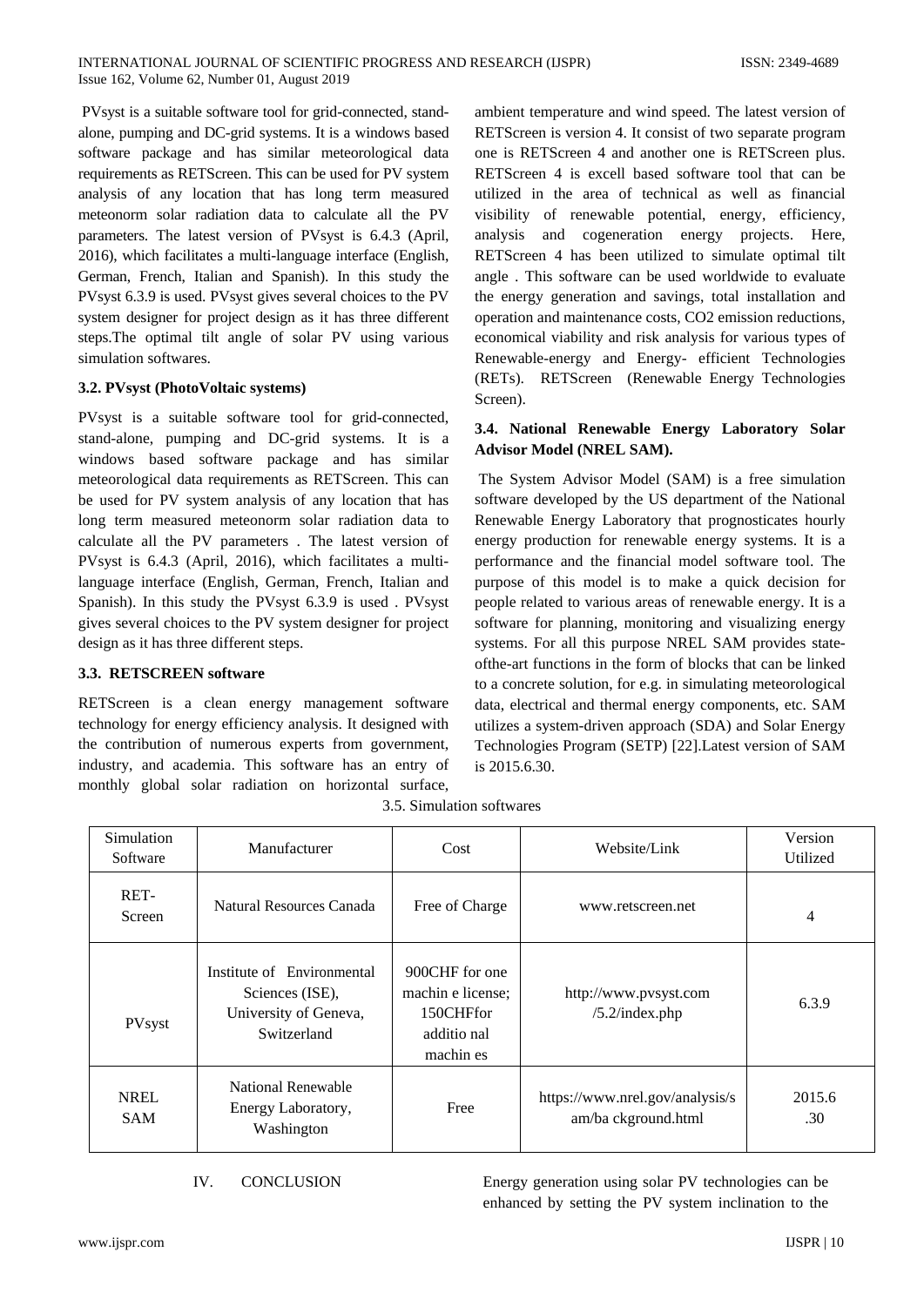PVsyst is a suitable software tool for grid-connected, stand-alone, pumping and DC-grid systems. It is a windows based software package and has similar meteorological data requirements as RETScreen. This can be used for PV system analysis of any location that has long term measured meteonorm solar radiation data to calculate all the PV parameters. The latest version of PVsyst is 6.4.3 (April, 2016), which facilitates a multi-language interface (English, German, French, Italian and Spanish). In this study the PVsyst 6.3.9 is used. PVsyst gives several choices to the PV system designer for project design as it has three different steps.The optimal tilt angle of solar PV using various simulation softwares.

### 3.2. PVsyst (PhotoVoltaic systems)

PVsyst is a suitable software tool for grid-connected, stand-alone, pumping and DC-grid systems. It is a windows based software package and has similar meteorological data requirements as RETScreen. This can be used for PV system analysis of any location that has long term measured meteonorm solar radiation data to calculate all the PV parameters . The latest version of PVsyst is 6.4.3 (April, 2016), which facilitates a multi-language interface (English, German, French, Italian and Spanish). In this study the PVsyst 6.3.9 is used . PVsyst gives several choices to the PV system designer for project design as it has three different steps.

### 3.3. RETSCREEN software

RETScreen is a clean energy management software technology for energy efficiency analysis. It designed with the contribution of numerous experts from government, industry, and academia. This software has an entry of monthly global solar radiation on horizontal surface, ambient temperature and wind speed. The latest version of RETScreen is version 4. It consist of two separate program one is RETScreen 4 and another one is RETScreen plus. RETScreen 4 is excell based software tool that can be utilized in the area of technical as well as financial visibility of renewable potential, energy, efficiency, analysis and cogeneration energy projects. Here, RETScreen 4 has been utilized to simulate optimal tilt angle . This software can be used worldwide to evaluate the energy generation and savings, total installation and operation and maintenance costs, CO2 emission reductions, economical viability and risk analysis for various types of Renewable-energy and Energy- efficient Technologies (RETs). RETScreen (Renewable Energy Technologies Screen).

### 3.4. National Renewable Energy Laboratory Solar Advisor Model (NREL SAM).

The System Advisor Model (SAM) is a free simulation software developed by the US department of the National Renewable Energy Laboratory that prognosticates hourly energy production for renewable energy systems. It is a performance and the financial model software tool. The purpose of this model is to make a quick decision for people related to various areas of renewable energy. It is a software for planning, monitoring and visualizing energy systems. For all this purpose NREL SAM provides stateofthe-art functions in the form of blocks that can be linked to a concrete solution, for e.g. in simulating meteorological data, electrical and thermal energy components, etc. SAM utilizes a system-driven approach (SDA) and Solar Energy Technologies Program (SETP) [22].Latest version of SAM is 2015.6.30.

3.5. Simulation softwares

| Simulation Software | Manufacturer | Cost | Website/Link | Version Utilized |
|---|---|---|---|---|
| RET-Screen | Natural Resources Canada | Free of Charge | www.retscreen.net | 4 |
| PVsyst | Institute of Environmental Sciences (ISE), University of Geneva, Switzerland | 900CHF for one machin e license; 150CHFfor additio nal machin es | http://www.pvsyst.com /5.2/index.php | 6.3.9 |
| NREL SAM | National Renewable Energy Laboratory, Washington | Free | https://www.nrel.gov/analysis/s am/ba ckground.html | 2015.6 .30 |

## IV. CONCLUSION

Energy generation using solar PV technologies can be enhanced by setting the PV system inclination to the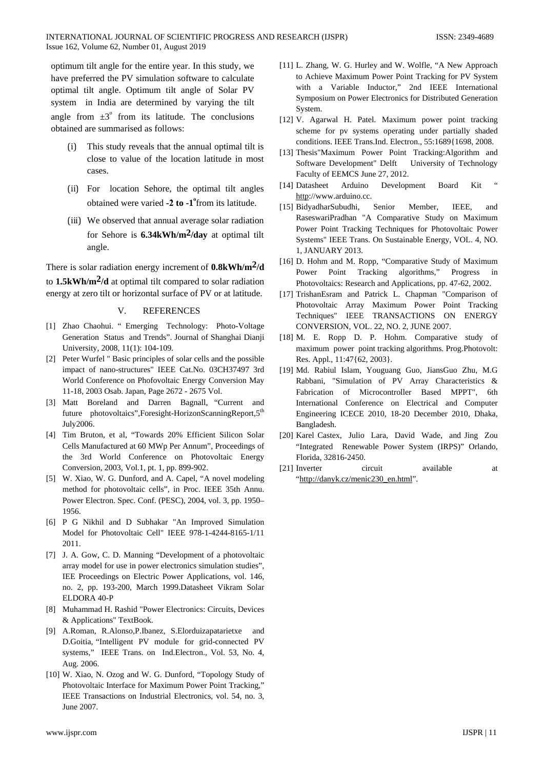optimum tilt angle for the entire year. In this study, we have preferred the PV simulation software to calculate optimal tilt angle. Optimum tilt angle of Solar PV system in India are determined by varying the tilt angle from $\pm 3^{o}$ from its latitude. The conclusions obtained are summarised as follows:

(i) This study reveals that the annual optimal tilt is close to value of the location latitude in most cases.

(ii) For location Sehore, the optimal tilt angles obtained were varied **-2 to -1**$^{o}$from its latitude.

(iii) We observed that annual average solar radiation for Sehore is **6.34kWh/m$^{2}$/day** at optimal tilt angle.

There is solar radiation energy increment of **0.8kWh/m$^{2}$/d** to **1.5kWh/m$^{2}$/d** at optimal tilt compared to solar radiation energy at zero tilt or horizontal surface of PV or at latitude.

## V. REFERENCES

[1] Zhao Chaohui. " Emerging Technology: Photo-Voltage Generation Status and Trends". Journal of Shanghai Dianji University, 2008, 11(1): 104-109.

[2] Peter Wurfel " Basic principles of solar cells and the possible impact of nano-structures" IEEE Cat.No. 03CH37497 3rd World Conference on Phofovoltaic Energy Conversion May 11-18, 2003 Osab. Japan, Page 2672 - 2675 Vol.

[3] Matt Boreland and Darren Bagnall, "Current and future photovoltaics",Foresight-HorizonScanningReport,5th July2006.

[4] Tim Bruton, et al, "Towards 20% Efficient Silicon Solar Cells Manufactured at 60 MWp Per Annum", Proceedings of the 3rd World Conference on Photovoltaic Energy Conversion, 2003, Vol.1, pt. 1, pp. 899-902.

[5] W. Xiao, W. G. Dunford, and A. Capel, "A novel modeling method for photovoltaic cells", in Proc. IEEE 35th Annu. Power Electron. Spec. Conf. (PESC), 2004, vol. 3, pp. 1950–1956.

[6] P G Nikhil and D Subhakar "An Improved Simulation Model for Photovoltaic Cell" IEEE 978-1-4244-8165-1/11 2011.

[7] J. A. Gow, C. D. Manning "Development of a photovoltaic array model for use in power electronics simulation studies", IEE Proceedings on Electric Power Applications, vol. 146, no. 2, pp. 193-200, March 1999.Datasheet Vikram Solar ELDORA 40-P

[8] Muhammad H. Rashid "Power Electronics: Circuits, Devices & Applications" TextBook.

[9] A.Roman, R.Alonso,P.Ibanez, S.Elorduizapatarietxe and D.Goitia, "Intelligent PV module for grid-connected PV systems," IEEE Trans. on Ind.Electron., Vol. 53, No. 4, Aug. 2006.

[10] W. Xiao, N. Ozog and W. G. Dunford, "Topology Study of Photovoltaic Interface for Maximum Power Point Tracking," IEEE Transactions on Industrial Electronics, vol. 54, no. 3, June 2007.

[11] L. Zhang, W. G. Hurley and W. Wolfle, "A New Approach to Achieve Maximum Power Point Tracking for PV System with a Variable Inductor," 2nd IEEE International Symposium on Power Electronics for Distributed Generation System.

[12] V. Agarwal H. Patel. Maximum power point tracking scheme for pv systems operating under partially shaded conditions. IEEE Trans.Ind. Electron., 55:1689{1698, 2008.

[13] Thesis"Maximum Power Point Tracking:Algorithm and Software Development" Delft University of Technology Faculty of EEMCS June 27, 2012.

[14] Datasheet Arduino Development Board Kit " http://www.arduino.cc.

[15] BidyadharSubudhi, Senior Member, IEEE, and RaseswariPradhan "A Comparative Study on Maximum Power Point Tracking Techniques for Photovoltaic Power Systems" IEEE Trans. On Sustainable Energy, VOL. 4, NO. 1, JANUARY 2013.

[16] D. Hohm and M. Ropp, "Comparative Study of Maximum Power Point Tracking algorithms," Progress in Photovoltaics: Research and Applications, pp. 47-62, 2002.

[17] TrishanEsram and Patrick L. Chapman "Comparison of Photovoltaic Array Maximum Power Point Tracking Techniques" IEEE TRANSACTIONS ON ENERGY CONVERSION, VOL. 22, NO. 2, JUNE 2007.

[18] M. E. Ropp D. P. Hohm. Comparative study of maximum power point tracking algorithms. Prog.Photovolt: Res. Appl., 11:47{62, 2003}.

[19] Md. Rabiul Islam, Youguang Guo, JiansGuo Zhu, M.G Rabbani, "Simulation of PV Array Characteristics & Fabrication of Microcontroller Based MPPT", 6th International Conference on Electrical and Computer Engineering ICECE 2010, 18-20 December 2010, Dhaka, Bangladesh.

[20] Karel Castex, Julio Lara, David Wade, and Jing Zou "Integrated Renewable Power System (IRPS)" Orlando, Florida, 32816-2450.

[21] Inverter circuit available at "http://danyk.cz/menic230_en.html".